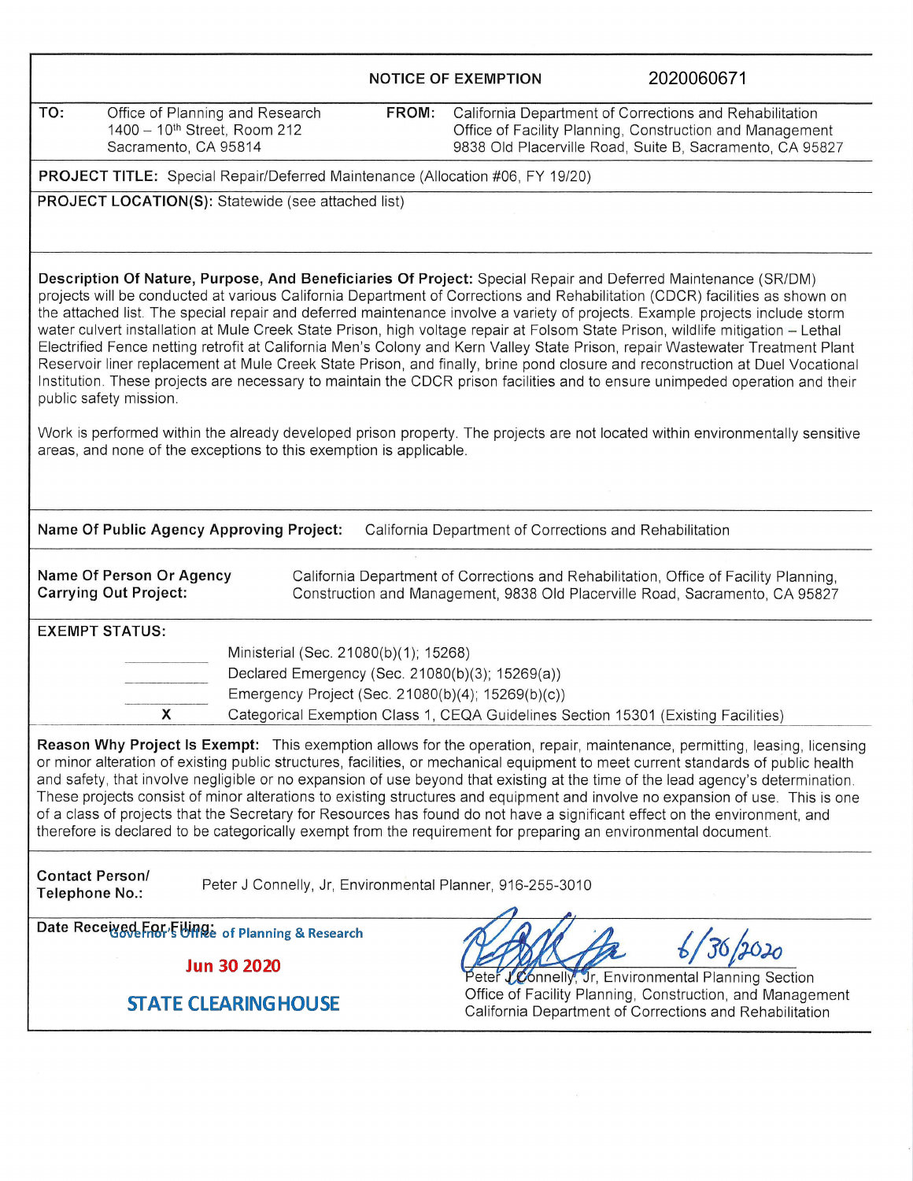# NOTICE OF EXEMPTION 2020060671

**TO:** Office of Planning and Research
1400 – 10th Street, Room 212
Sacramento, CA 95814

**FROM:** California Department of Corrections and Rehabilitation
Office of Facility Planning, Construction and Management
9838 Old Placerville Road, Suite B, Sacramento, CA 95827

**PROJECT TITLE:** Special Repair/Deferred Maintenance (Allocation #06, FY 19/20)

**PROJECT LOCATION(S):** Statewide (see attached list)

**Description Of Nature, Purpose, And Beneficiaries Of Project:** Special Repair and Deferred Maintenance (SR/DM) projects will be conducted at various California Department of Corrections and Rehabilitation (CDCR) facilities as shown on the attached list. The special repair and deferred maintenance involve a variety of projects. Example projects include storm water culvert installation at Mule Creek State Prison, high voltage repair at Folsom State Prison, wildlife mitigation – Lethal Electrified Fence netting retrofit at California Men's Colony and Kern Valley State Prison, repair Wastewater Treatment Plant Reservoir liner replacement at Mule Creek State Prison, and finally, brine pond closure and reconstruction at Duel Vocational Institution. These projects are necessary to maintain the CDCR prison facilities and to ensure unimpeded operation and their public safety mission.

Work is performed within the already developed prison property. The projects are not located within environmentally sensitive areas, and none of the exceptions to this exemption is applicable.

**Name Of Public Agency Approving Project:** California Department of Corrections and Rehabilitation

**Name Of Person Or Agency Carrying Out Project:** California Department of Corrections and Rehabilitation, Office of Facility Planning, Construction and Management, 9838 Old Placerville Road, Sacramento, CA 95827

**EXEMPT STATUS:**

| | |
|---|---|
| ____ | Ministerial (Sec. 21080(b)(1); 15268) |
| ____ | Declared Emergency (Sec. 21080(b)(3); 15269(a)) |
| ____ | Emergency Project (Sec. 21080(b)(4); 15269(b)(c)) |
| X | Categorical Exemption Class 1, CEQA Guidelines Section 15301 (Existing Facilities) |

**Reason Why Project Is Exempt:** This exemption allows for the operation, repair, maintenance, permitting, leasing, licensing or minor alteration of existing public structures, facilities, or mechanical equipment to meet current standards of public health and safety, that involve negligible or no expansion of use beyond that existing at the time of the lead agency's determination. These projects consist of minor alterations to existing structures and equipment and involve no expansion of use. This is one of a class of projects that the Secretary for Resources has found do not have a significant effect on the environment, and therefore is declared to be categorically exempt from the requirement for preparing an environmental document.

**Contact Person/ Telephone No.:** Peter J Connelly, Jr, Environmental Planner, 916-255-3010

**Date Received For Filing:**

Governor's Office of Planning & Research

Jun 30 2020

STATE CLEARINGHOUSE

6/30/2020

Peter J Connelly, Jr, Environmental Planning Section
Office of Facility Planning, Construction, and Management
California Department of Corrections and Rehabilitation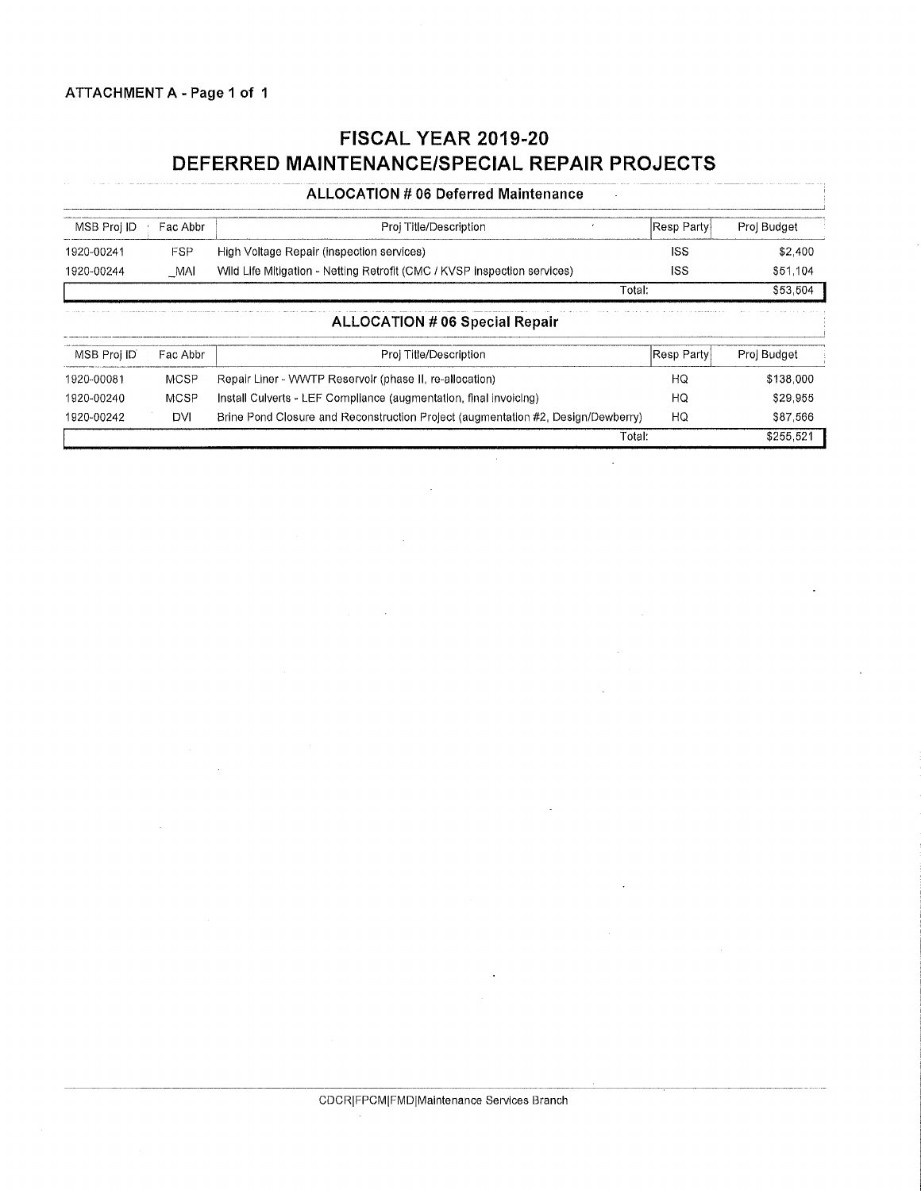ATTACHMENT A - Page 1 of 1

# FISCAL YEAR 2019-20
# DEFERRED MAINTENANCE/SPECIAL REPAIR PROJECTS

## ALLOCATION # 06 Deferred Maintenance

| MSB Proj ID | Fac Abbr | Proj Title/Description | Resp Party | Proj Budget |
|---|---|---|---|---|
| 1920-00241 | FSP | High Voltage Repair (inspection services) | ISS | $2,400 |
| 1920-00244 | _MAI | Wild Life Mitigation - Netting Retrofit (CMC / KVSP inspection services) | ISS | $51,104 |
| | | Total: | | $53,504 |

## ALLOCATION # 06 Special Repair

| MSB Proj ID | Fac Abbr | Proj Title/Description | Resp Party | Proj Budget |
|---|---|---|---|---|
| 1920-00081 | MCSP | Repair Liner - WWTP Reservoir (phase II, re-allocation) | HQ | $138,000 |
| 1920-00240 | MCSP | Install Culverts - LEF Compliance (augmentation, final invoicing) | HQ | $29,955 |
| 1920-00242 | DVI | Brine Pond Closure and Reconstruction Project (augmentation #2, Design/Dewberry) | HQ | $87,566 |
| | | Total: | | $255,521 |

CDCR|FPCM|FMD|Maintenance Services Branch